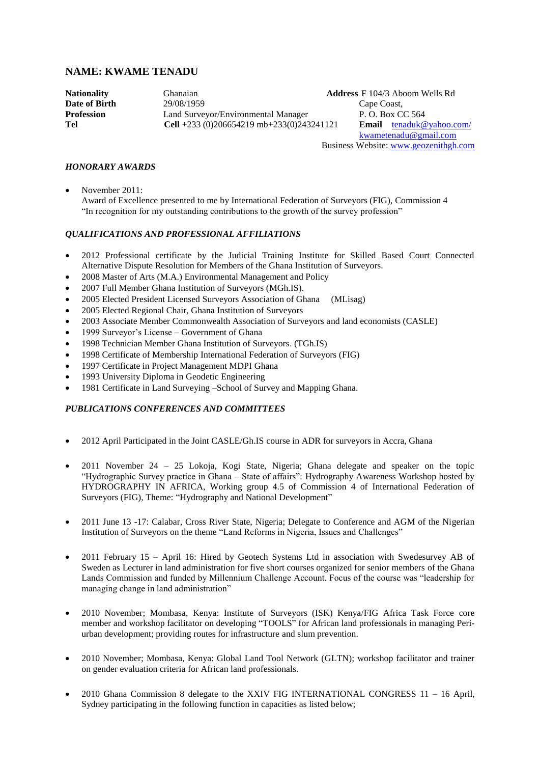# NAME: KWAME TENADU

**Nationality** Ghanaian
**Date of Birth** 29/08/1959
**Profession** Land Surveyor/Environmental Manager
**Tel** **Cell** +233 (0)206654219 mb+233(0)243241121

**Address** F 104/3 Aboom Wells Rd
Cape Coast,
P. O. Box CC 564
**Email** tenaduk@yahoo.com/ kwametenadu@gmail.com
Business Website: www.geozenithgh.com

### *HONORARY AWARDS*

- November 2011:
  Award of Excellence presented to me by International Federation of Surveyors (FIG), Commission 4 "In recognition for my outstanding contributions to the growth of the survey profession"

### *QUALIFICATIONS AND PROFESSIONAL AFFILIATIONS*

- 2012 Professional certificate by the Judicial Training Institute for Skilled Based Court Connected Alternative Dispute Resolution for Members of the Ghana Institution of Surveyors.
- 2008 Master of Arts (M.A.) Environmental Management and Policy
- 2007 Full Member Ghana Institution of Surveyors (MGh.IS).
- 2005 Elected President Licensed Surveyors Association of Ghana (MLisag)
- 2005 Elected Regional Chair, Ghana Institution of Surveyors
- 2003 Associate Member Commonwealth Association of Surveyors and land economists (CASLE)
- 1999 Surveyor's License – Government of Ghana
- 1998 Technician Member Ghana Institution of Surveyors. (TGh.IS)
- 1998 Certificate of Membership International Federation of Surveyors (FIG)
- 1997 Certificate in Project Management MDPI Ghana
- 1993 University Diploma in Geodetic Engineering
- 1981 Certificate in Land Surveying –School of Survey and Mapping Ghana.

### *PUBLICATIONS CONFERENCES AND COMMITTEES*

- 2012 April Participated in the Joint CASLE/Gh.IS course in ADR for surveyors in Accra, Ghana

- 2011 November 24 – 25 Lokoja, Kogi State, Nigeria; Ghana delegate and speaker on the topic "Hydrographic Survey practice in Ghana – State of affairs": Hydrography Awareness Workshop hosted by HYDROGRAPHY IN AFRICA, Working group 4.5 of Commission 4 of International Federation of Surveyors (FIG), Theme: "Hydrography and National Development"

- 2011 June 13 -17: Calabar, Cross River State, Nigeria; Delegate to Conference and AGM of the Nigerian Institution of Surveyors on the theme "Land Reforms in Nigeria, Issues and Challenges"

- 2011 February 15 – April 16: Hired by Geotech Systems Ltd in association with Swedesurvey AB of Sweden as Lecturer in land administration for five short courses organized for senior members of the Ghana Lands Commission and funded by Millennium Challenge Account. Focus of the course was "leadership for managing change in land administration"

- 2010 November; Mombasa, Kenya: Institute of Surveyors (ISK) Kenya/FIG Africa Task Force core member and workshop facilitator on developing "TOOLS" for African land professionals in managing Peri-urban development; providing routes for infrastructure and slum prevention.

- 2010 November; Mombasa, Kenya: Global Land Tool Network (GLTN); workshop facilitator and trainer on gender evaluation criteria for African land professionals.

- 2010 Ghana Commission 8 delegate to the XXIV FIG INTERNATIONAL CONGRESS 11 – 16 April, Sydney participating in the following function in capacities as listed below;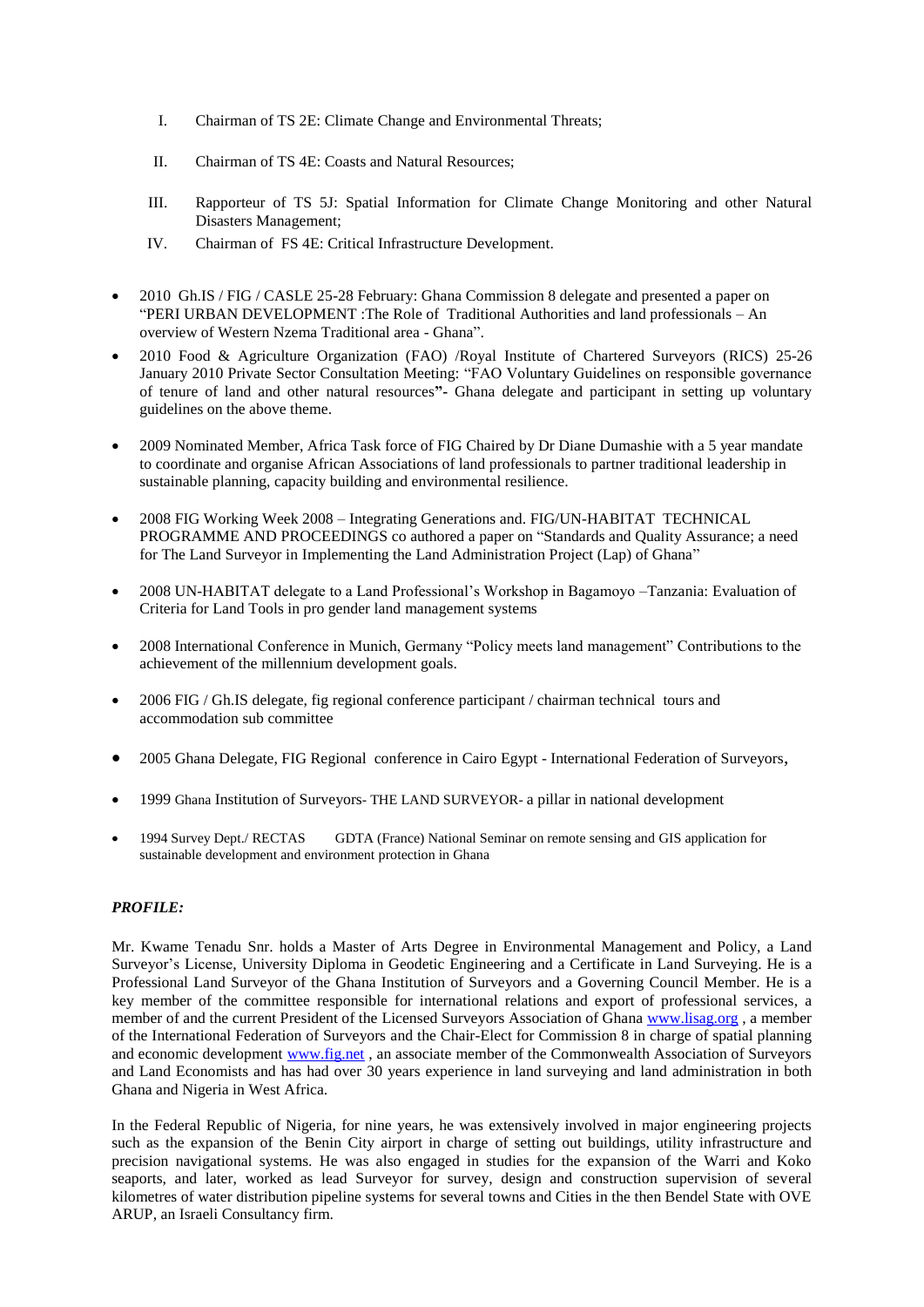I. Chairman of TS 2E: Climate Change and Environmental Threats;

II. Chairman of TS 4E: Coasts and Natural Resources;

III. Rapporteur of TS 5J: Spatial Information for Climate Change Monitoring and other Natural Disasters Management;

IV. Chairman of FS 4E: Critical Infrastructure Development.

- 2010 Gh.IS / FIG / CASLE 25-28 February: Ghana Commission 8 delegate and presented a paper on "PERI URBAN DEVELOPMENT :The Role of Traditional Authorities and land professionals – An overview of Western Nzema Traditional area - Ghana".
- 2010 Food & Agriculture Organization (FAO) /Royal Institute of Chartered Surveyors (RICS) 25-26 January 2010 Private Sector Consultation Meeting: "FAO Voluntary Guidelines on responsible governance of tenure of land and other natural resources**"-** Ghana delegate and participant in setting up voluntary guidelines on the above theme.
- 2009 Nominated Member, Africa Task force of FIG Chaired by Dr Diane Dumashie with a 5 year mandate to coordinate and organise African Associations of land professionals to partner traditional leadership in sustainable planning, capacity building and environmental resilience.
- 2008 FIG Working Week 2008 – Integrating Generations and. FIG/UN-HABITAT TECHNICAL PROGRAMME AND PROCEEDINGS co authored a paper on "Standards and Quality Assurance; a need for The Land Surveyor in Implementing the Land Administration Project (Lap) of Ghana"
- 2008 UN-HABITAT delegate to a Land Professional's Workshop in Bagamoyo –Tanzania: Evaluation of Criteria for Land Tools in pro gender land management systems
- 2008 International Conference in Munich, Germany "Policy meets land management" Contributions to the achievement of the millennium development goals.
- 2006 FIG / Gh.IS delegate, fig regional conference participant / chairman technical tours and accommodation sub committee
- 2005 Ghana Delegate, FIG Regional conference in Cairo Egypt - International Federation of Surveyors,
- 1999 Ghana Institution of Surveyors- THE LAND SURVEYOR- a pillar in national development
- 1994 Survey Dept./ RECTAS GDTA (France) National Seminar on remote sensing and GIS application for sustainable development and environment protection in Ghana

***PROFILE:***

Mr. Kwame Tenadu Snr. holds a Master of Arts Degree in Environmental Management and Policy, a Land Surveyor's License, University Diploma in Geodetic Engineering and a Certificate in Land Surveying. He is a Professional Land Surveyor of the Ghana Institution of Surveyors and a Governing Council Member. He is a key member of the committee responsible for international relations and export of professional services, a member of and the current President of the Licensed Surveyors Association of Ghana www.lisag.org , a member of the International Federation of Surveyors and the Chair-Elect for Commission 8 in charge of spatial planning and economic development www.fig.net , an associate member of the Commonwealth Association of Surveyors and Land Economists and has had over 30 years experience in land surveying and land administration in both Ghana and Nigeria in West Africa.

In the Federal Republic of Nigeria, for nine years, he was extensively involved in major engineering projects such as the expansion of the Benin City airport in charge of setting out buildings, utility infrastructure and precision navigational systems. He was also engaged in studies for the expansion of the Warri and Koko seaports, and later, worked as lead Surveyor for survey, design and construction supervision of several kilometres of water distribution pipeline systems for several towns and Cities in the then Bendel State with OVE ARUP, an Israeli Consultancy firm.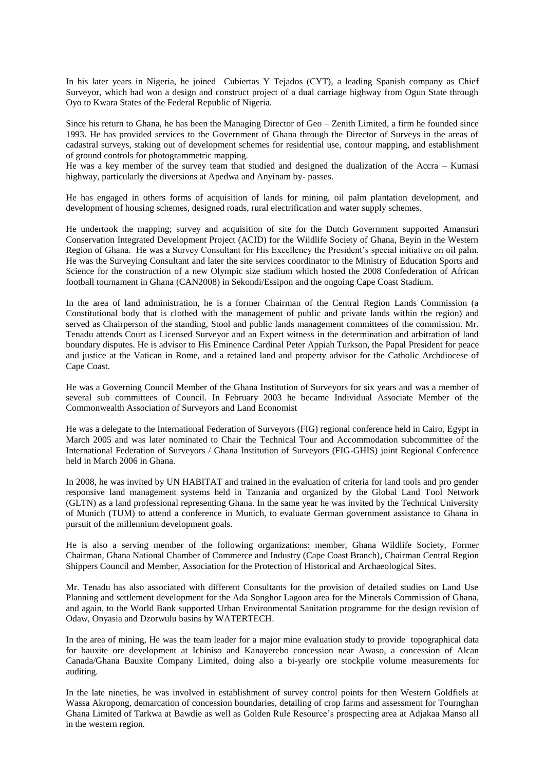In his later years in Nigeria, he joined Cubiertas Y Tejados (CYT), a leading Spanish company as Chief Surveyor, which had won a design and construct project of a dual carriage highway from Ogun State through Oyo to Kwara States of the Federal Republic of Nigeria.

Since his return to Ghana, he has been the Managing Director of Geo – Zenith Limited, a firm he founded since 1993. He has provided services to the Government of Ghana through the Director of Surveys in the areas of cadastral surveys, staking out of development schemes for residential use, contour mapping, and establishment of ground controls for photogrammetric mapping.
He was a key member of the survey team that studied and designed the dualization of the Accra – Kumasi highway, particularly the diversions at Apedwa and Anyinam by- passes.

He has engaged in others forms of acquisition of lands for mining, oil palm plantation development, and development of housing schemes, designed roads, rural electrification and water supply schemes.

He undertook the mapping; survey and acquisition of site for the Dutch Government supported Amansuri Conservation Integrated Development Project (ACID) for the Wildlife Society of Ghana, Beyin in the Western Region of Ghana. He was a Survey Consultant for His Excellency the President's special initiative on oil palm. He was the Surveying Consultant and later the site services coordinator to the Ministry of Education Sports and Science for the construction of a new Olympic size stadium which hosted the 2008 Confederation of African football tournament in Ghana (CAN2008) in Sekondi/Essipon and the ongoing Cape Coast Stadium.

In the area of land administration, he is a former Chairman of the Central Region Lands Commission (a Constitutional body that is clothed with the management of public and private lands within the region) and served as Chairperson of the standing, Stool and public lands management committees of the commission. Mr. Tenadu attends Court as Licensed Surveyor and an Expert witness in the determination and arbitration of land boundary disputes. He is advisor to His Eminence Cardinal Peter Appiah Turkson, the Papal President for peace and justice at the Vatican in Rome, and a retained land and property advisor for the Catholic Archdiocese of Cape Coast.

He was a Governing Council Member of the Ghana Institution of Surveyors for six years and was a member of several sub committees of Council. In February 2003 he became Individual Associate Member of the Commonwealth Association of Surveyors and Land Economist

He was a delegate to the International Federation of Surveyors (FIG) regional conference held in Cairo, Egypt in March 2005 and was later nominated to Chair the Technical Tour and Accommodation subcommittee of the International Federation of Surveyors / Ghana Institution of Surveyors (FIG-GHIS) joint Regional Conference held in March 2006 in Ghana.

In 2008, he was invited by UN HABITAT and trained in the evaluation of criteria for land tools and pro gender responsive land management systems held in Tanzania and organized by the Global Land Tool Network (GLTN) as a land professional representing Ghana. In the same year he was invited by the Technical University of Munich (TUM) to attend a conference in Munich, to evaluate German government assistance to Ghana in pursuit of the millennium development goals.

He is also a serving member of the following organizations: member, Ghana Wildlife Society, Former Chairman, Ghana National Chamber of Commerce and Industry (Cape Coast Branch), Chairman Central Region Shippers Council and Member, Association for the Protection of Historical and Archaeological Sites.

Mr. Tenadu has also associated with different Consultants for the provision of detailed studies on Land Use Planning and settlement development for the Ada Songhor Lagoon area for the Minerals Commission of Ghana, and again, to the World Bank supported Urban Environmental Sanitation programme for the design revision of Odaw, Onyasia and Dzorwulu basins by WATERTECH.

In the area of mining, He was the team leader for a major mine evaluation study to provide topographical data for bauxite ore development at Ichiniso and Kanayerebo concession near Awaso, a concession of Alcan Canada/Ghana Bauxite Company Limited, doing also a bi-yearly ore stockpile volume measurements for auditing.

In the late nineties, he was involved in establishment of survey control points for then Western Goldfiels at Wassa Akropong, demarcation of concession boundaries, detailing of crop farms and assessment for Tournghan Ghana Limited of Tarkwa at Bawdie as well as Golden Rule Resource's prospecting area at Adjakaa Manso all in the western region.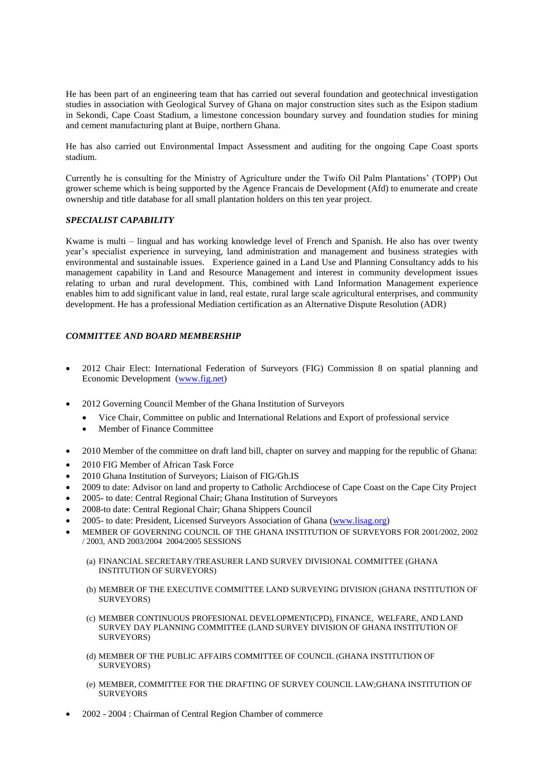He has been part of an engineering team that has carried out several foundation and geotechnical investigation studies in association with Geological Survey of Ghana on major construction sites such as the Esipon stadium in Sekondi, Cape Coast Stadium, a limestone concession boundary survey and foundation studies for mining and cement manufacturing plant at Buipe, northern Ghana.

He has also carried out Environmental Impact Assessment and auditing for the ongoing Cape Coast sports stadium.

Currently he is consulting for the Ministry of Agriculture under the Twifo Oil Palm Plantations' (TOPP) Out grower scheme which is being supported by the Agence Francais de Development (Afd) to enumerate and create ownership and title database for all small plantation holders on this ten year project.

### *SPECIALIST CAPABILITY*

Kwame is multi – lingual and has working knowledge level of French and Spanish. He also has over twenty year's specialist experience in surveying, land administration and management and business strategies with environmental and sustainable issues. Experience gained in a Land Use and Planning Consultancy adds to his management capability in Land and Resource Management and interest in community development issues relating to urban and rural development. This, combined with Land Information Management experience enables him to add significant value in land, real estate, rural large scale agricultural enterprises, and community development. He has a professional Mediation certification as an Alternative Dispute Resolution (ADR)

### *COMMITTEE AND BOARD MEMBERSHIP*

- 2012 Chair Elect: International Federation of Surveyors (FIG) Commission 8 on spatial planning and Economic Development (www.fig.net)
- 2012 Governing Council Member of the Ghana Institution of Surveyors
  - Vice Chair, Committee on public and International Relations and Export of professional service
  - Member of Finance Committee
- 2010 Member of the committee on draft land bill, chapter on survey and mapping for the republic of Ghana:
- 2010 FIG Member of African Task Force
- 2010 Ghana Institution of Surveyors; Liaison of FIG/Gh.IS
- 2009 to date: Advisor on land and property to Catholic Archdiocese of Cape Coast on the Cape City Project
- 2005- to date: Central Regional Chair; Ghana Institution of Surveyors
- 2008-to date: Central Regional Chair; Ghana Shippers Council
- 2005- to date: President, Licensed Surveyors Association of Ghana (www.lisag.org)
- MEMBER OF GOVERNING COUNCIL OF THE GHANA INSTITUTION OF SURVEYORS FOR 2001/2002, 2002 / 2003, AND 2003/2004 2004/2005 SESSIONS

  (a) FINANCIAL SECRETARY/TREASURER LAND SURVEY DIVISIONAL COMMITTEE (GHANA INSTITUTION OF SURVEYORS)

  (b) MEMBER OF THE EXECUTIVE COMMITTEE LAND SURVEYING DIVISION (GHANA INSTITUTION OF SURVEYORS)

  (c) MEMBER CONTINUOUS PROFESIONAL DEVELOPMENT(CPD), FINANCE, WELFARE, AND LAND SURVEY DAY PLANNING COMMITTEE (LAND SURVEY DIVISION OF GHANA INSTITUTION OF SURVEYORS)

  (d) MEMBER OF THE PUBLIC AFFAIRS COMMITTEE OF COUNCIL (GHANA INSTITUTION OF SURVEYORS)

  (e) MEMBER, COMMITTEE FOR THE DRAFTING OF SURVEY COUNCIL LAW;GHANA INSTITUTION OF SURVEYORS

- 2002 - 2004 : Chairman of Central Region Chamber of commerce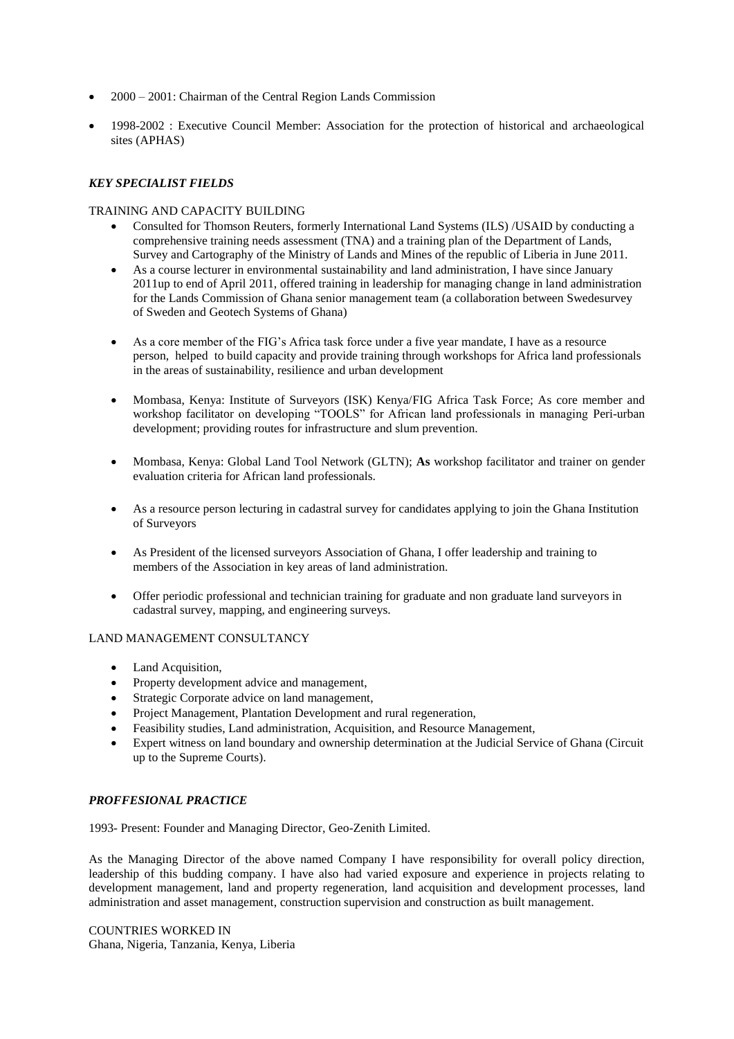- 2000 – 2001: Chairman of the Central Region Lands Commission
- 1998-2002 : Executive Council Member: Association for the protection of historical and archaeological sites (APHAS)

### *KEY SPECIALIST FIELDS*

TRAINING AND CAPACITY BUILDING

- Consulted for Thomson Reuters, formerly International Land Systems (ILS) /USAID by conducting a comprehensive training needs assessment (TNA) and a training plan of the Department of Lands, Survey and Cartography of the Ministry of Lands and Mines of the republic of Liberia in June 2011.
- As a course lecturer in environmental sustainability and land administration, I have since January 2011up to end of April 2011, offered training in leadership for managing change in land administration for the Lands Commission of Ghana senior management team (a collaboration between Swedesurvey of Sweden and Geotech Systems of Ghana)
- As a core member of the FIG's Africa task force under a five year mandate, I have as a resource person, helped to build capacity and provide training through workshops for Africa land professionals in the areas of sustainability, resilience and urban development
- Mombasa, Kenya: Institute of Surveyors (ISK) Kenya/FIG Africa Task Force; As core member and workshop facilitator on developing "TOOLS" for African land professionals in managing Peri-urban development; providing routes for infrastructure and slum prevention.
- Mombasa, Kenya: Global Land Tool Network (GLTN); **As** workshop facilitator and trainer on gender evaluation criteria for African land professionals.
- As a resource person lecturing in cadastral survey for candidates applying to join the Ghana Institution of Surveyors
- As President of the licensed surveyors Association of Ghana, I offer leadership and training to members of the Association in key areas of land administration.
- Offer periodic professional and technician training for graduate and non graduate land surveyors in cadastral survey, mapping, and engineering surveys.

LAND MANAGEMENT CONSULTANCY

- Land Acquisition,
- Property development advice and management,
- Strategic Corporate advice on land management,
- Project Management, Plantation Development and rural regeneration,
- Feasibility studies, Land administration, Acquisition, and Resource Management,
- Expert witness on land boundary and ownership determination at the Judicial Service of Ghana (Circuit up to the Supreme Courts).

### *PROFFESIONAL PRACTICE*

1993- Present: Founder and Managing Director, Geo-Zenith Limited.

As the Managing Director of the above named Company I have responsibility for overall policy direction, leadership of this budding company. I have also had varied exposure and experience in projects relating to development management, land and property regeneration, land acquisition and development processes, land administration and asset management, construction supervision and construction as built management.

COUNTRIES WORKED IN
Ghana, Nigeria, Tanzania, Kenya, Liberia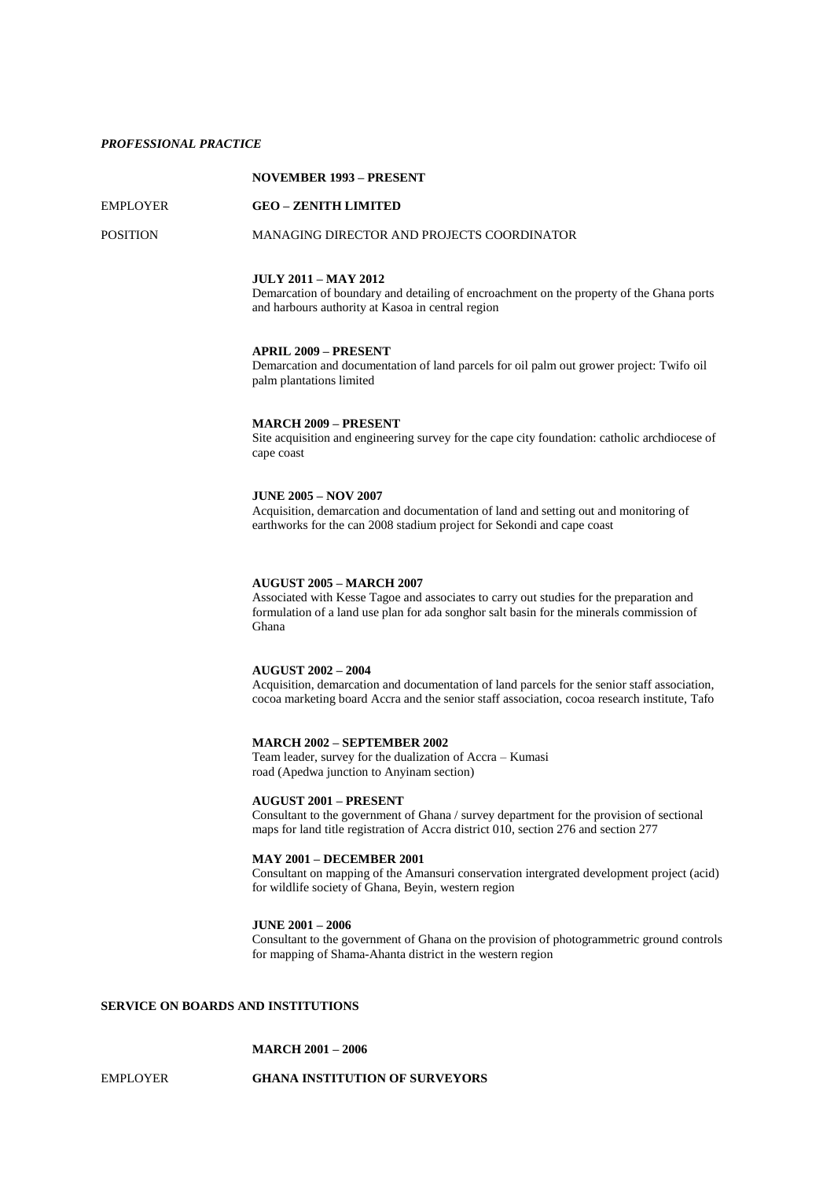***PROFESSIONAL PRACTICE***

**NOVEMBER 1993 – PRESENT**

EMPLOYER **GEO – ZENITH LIMITED**

POSITION MANAGING DIRECTOR AND PROJECTS COORDINATOR

**JULY 2011 – MAY 2012**
Demarcation of boundary and detailing of encroachment on the property of the Ghana ports and harbours authority at Kasoa in central region

**APRIL 2009 – PRESENT**
Demarcation and documentation of land parcels for oil palm out grower project: Twifo oil palm plantations limited

**MARCH 2009 – PRESENT**
Site acquisition and engineering survey for the cape city foundation: catholic archdiocese of cape coast

**JUNE 2005 – NOV 2007**
Acquisition, demarcation and documentation of land and setting out and monitoring of earthworks for the can 2008 stadium project for Sekondi and cape coast

**AUGUST 2005 – MARCH 2007**
Associated with Kesse Tagoe and associates to carry out studies for the preparation and formulation of a land use plan for ada songhor salt basin for the minerals commission of Ghana

**AUGUST 2002 – 2004**
Acquisition, demarcation and documentation of land parcels for the senior staff association, cocoa marketing board Accra and the senior staff association, cocoa research institute, Tafo

**MARCH 2002 – SEPTEMBER 2002**
Team leader, survey for the dualization of Accra – Kumasi road (Apedwa junction to Anyinam section)

**AUGUST 2001 – PRESENT**
Consultant to the government of Ghana / survey department for the provision of sectional maps for land title registration of Accra district 010, section 276 and section 277

**MAY 2001 – DECEMBER 2001**
Consultant on mapping of the Amansuri conservation intergrated development project (acid) for wildlife society of Ghana, Beyin, western region

**JUNE 2001 – 2006**
Consultant to the government of Ghana on the provision of photogrammetric ground controls for mapping of Shama-Ahanta district in the western region

**SERVICE ON BOARDS AND INSTITUTIONS**

**MARCH 2001 – 2006**

EMPLOYER **GHANA INSTITUTION OF SURVEYORS**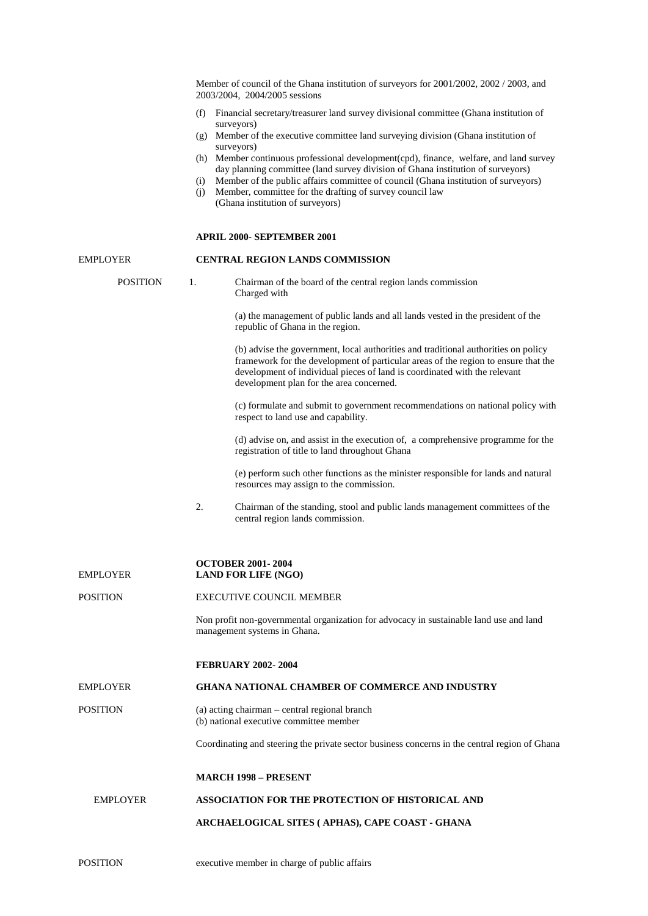Member of council of the Ghana institution of surveyors for 2001/2002, 2002 / 2003, and 2003/2004, 2004/2005 sessions

(f) Financial secretary/treasurer land survey divisional committee (Ghana institution of surveyors)
(g) Member of the executive committee land surveying division (Ghana institution of surveyors)
(h) Member continuous professional development(cpd), finance, welfare, and land survey day planning committee (land survey division of Ghana institution of surveyors)
(i) Member of the public affairs committee of council (Ghana institution of surveyors)
(j) Member, committee for the drafting of survey council law (Ghana institution of surveyors)

**APRIL 2000- SEPTEMBER 2001**

EMPLOYER **CENTRAL REGION LANDS COMMISSION**

POSITION

1. Chairman of the board of the central region lands commission
   Charged with

   (a) the management of public lands and all lands vested in the president of the republic of Ghana in the region.

   (b) advise the government, local authorities and traditional authorities on policy framework for the development of particular areas of the region to ensure that the development of individual pieces of land is coordinated with the relevant development plan for the area concerned.

   (c) formulate and submit to government recommendations on national policy with respect to land use and capability.

   (d) advise on, and assist in the execution of, a comprehensive programme for the registration of title to land throughout Ghana

   (e) perform such other functions as the minister responsible for lands and natural resources may assign to the commission.

2. Chairman of the standing, stool and public lands management committees of the central region lands commission.

**OCTOBER 2001- 2004**

EMPLOYER **LAND FOR LIFE (NGO)**

POSITION EXECUTIVE COUNCIL MEMBER

Non profit non-governmental organization for advocacy in sustainable land use and land management systems in Ghana.

**FEBRUARY 2002- 2004**

EMPLOYER **GHANA NATIONAL CHAMBER OF COMMERCE AND INDUSTRY**

POSITION (a) acting chairman – central regional branch
(b) national executive committee member

Coordinating and steering the private sector business concerns in the central region of Ghana

**MARCH 1998 – PRESENT**

EMPLOYER **ASSOCIATION FOR THE PROTECTION OF HISTORICAL AND ARCHAELOGICAL SITES ( APHAS), CAPE COAST - GHANA**

POSITION executive member in charge of public affairs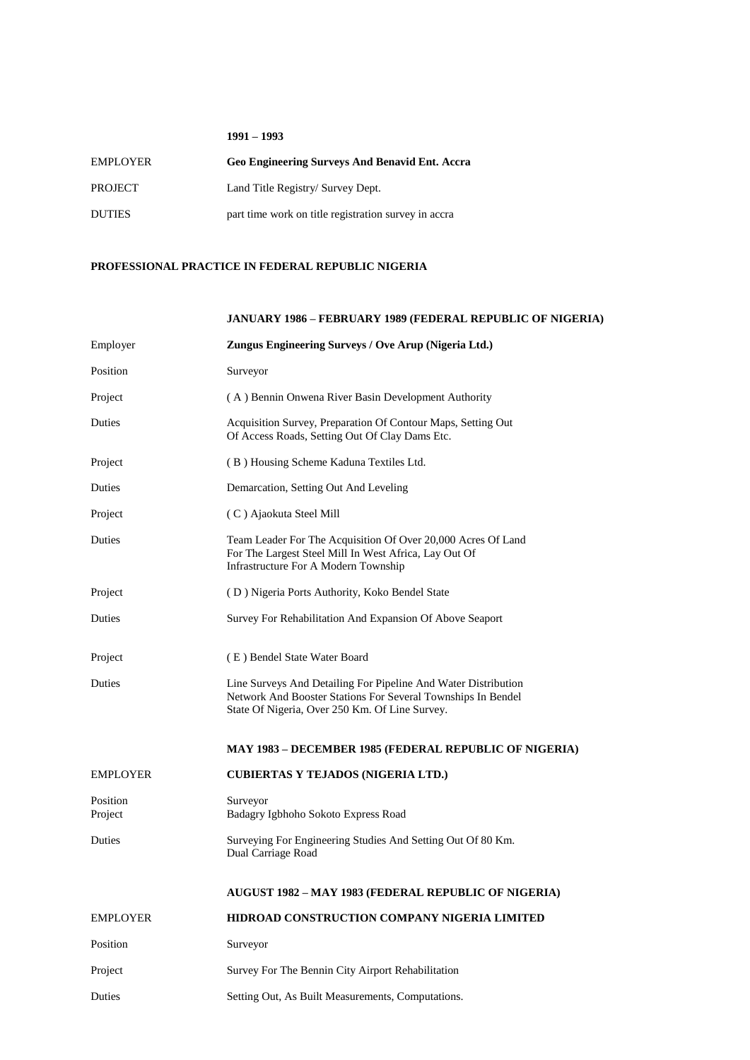**1991 – 1993**

| | |
|---|---|
| EMPLOYER | **Geo Engineering Surveys And Benavid Ent. Accra** |
| PROJECT | Land Title Registry/ Survey Dept. |
| DUTIES | part time work on title registration survey in accra |

**PROFESSIONAL PRACTICE IN FEDERAL REPUBLIC NIGERIA**

**JANUARY 1986 – FEBRUARY 1989 (FEDERAL REPUBLIC OF NIGERIA)**

| | |
|---|---|
| Employer | **Zungus Engineering Surveys / Ove Arup (Nigeria Ltd.)** |
| Position | Surveyor |
| Project | ( A ) Bennin Onwena River Basin Development Authority |
| Duties | Acquisition Survey, Preparation Of Contour Maps, Setting Out Of Access Roads, Setting Out Of Clay Dams Etc. |
| Project | ( B ) Housing Scheme Kaduna Textiles Ltd. |
| Duties | Demarcation, Setting Out And Leveling |
| Project | ( C ) Ajaokuta Steel Mill |
| Duties | Team Leader For The Acquisition Of Over 20,000 Acres Of Land For The Largest Steel Mill In West Africa, Lay Out Of Infrastructure For A Modern Township |
| Project | ( D ) Nigeria Ports Authority, Koko Bendel State |
| Duties | Survey For Rehabilitation And Expansion Of Above Seaport |
| Project | ( E ) Bendel State Water Board |
| Duties | Line Surveys And Detailing For Pipeline And Water Distribution Network And Booster Stations For Several Townships In Bendel State Of Nigeria, Over 250 Km. Of Line Survey. |

**MAY 1983 – DECEMBER 1985 (FEDERAL REPUBLIC OF NIGERIA)**

| | |
|---|---|
| EMPLOYER | **CUBIERTAS Y TEJADOS (NIGERIA LTD.)** |
| Position | Surveyor |
| Project | Badagry Igbhoho Sokoto Express Road |
| Duties | Surveying For Engineering Studies And Setting Out Of 80 Km. Dual Carriage Road |

**AUGUST 1982 – MAY 1983 (FEDERAL REPUBLIC OF NIGERIA)**

| | |
|---|---|
| EMPLOYER | **HIDROAD CONSTRUCTION COMPANY NIGERIA LIMITED** |
| Position | Surveyor |
| Project | Survey For The Bennin City Airport Rehabilitation |
| Duties | Setting Out, As Built Measurements, Computations. |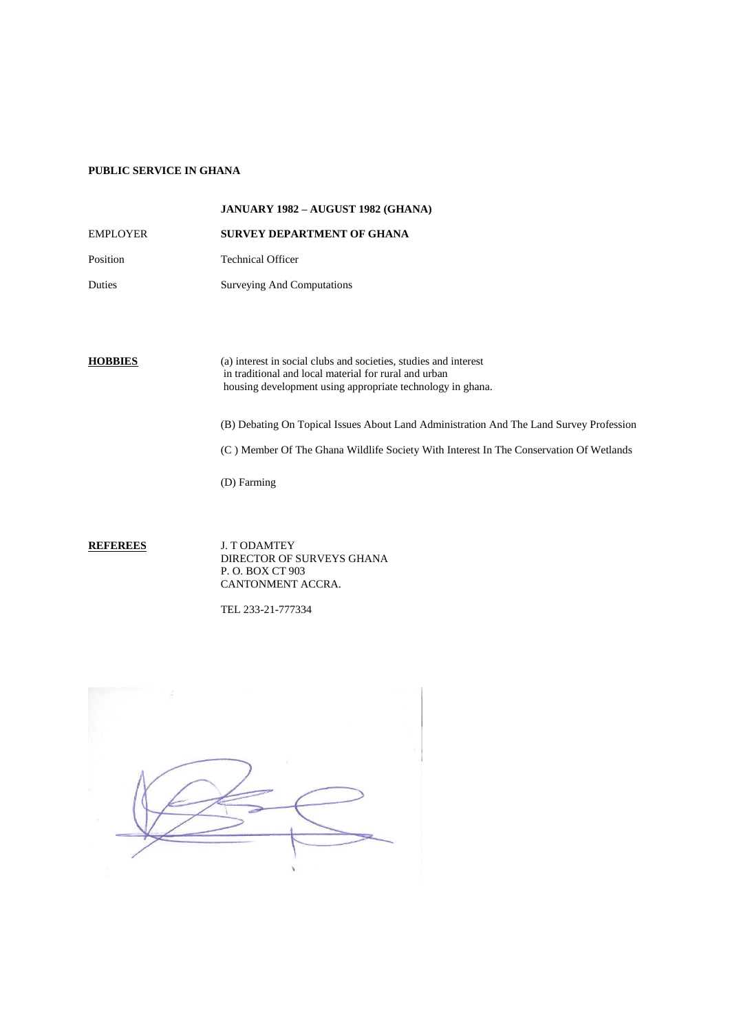**PUBLIC SERVICE IN GHANA**

| | |
|---|---|
| | **JANUARY 1982 – AUGUST 1982 (GHANA)** |
| EMPLOYER | **SURVEY DEPARTMENT OF GHANA** |
| Position | Technical Officer |
| Duties | Surveying And Computations |

**HOBBIES**

(a) interest in social clubs and societies, studies and interest in traditional and local material for rural and urban housing development using appropriate technology in ghana.

(B) Debating On Topical Issues About Land Administration And The Land Survey Profession

(C ) Member Of The Ghana Wildlife Society With Interest In The Conservation Of Wetlands

(D) Farming

**REFEREES**

J. T ODAMTEY
DIRECTOR OF SURVEYS GHANA
P. O. BOX CT 903
CANTONMENT ACCRA.

TEL 233-21-777334